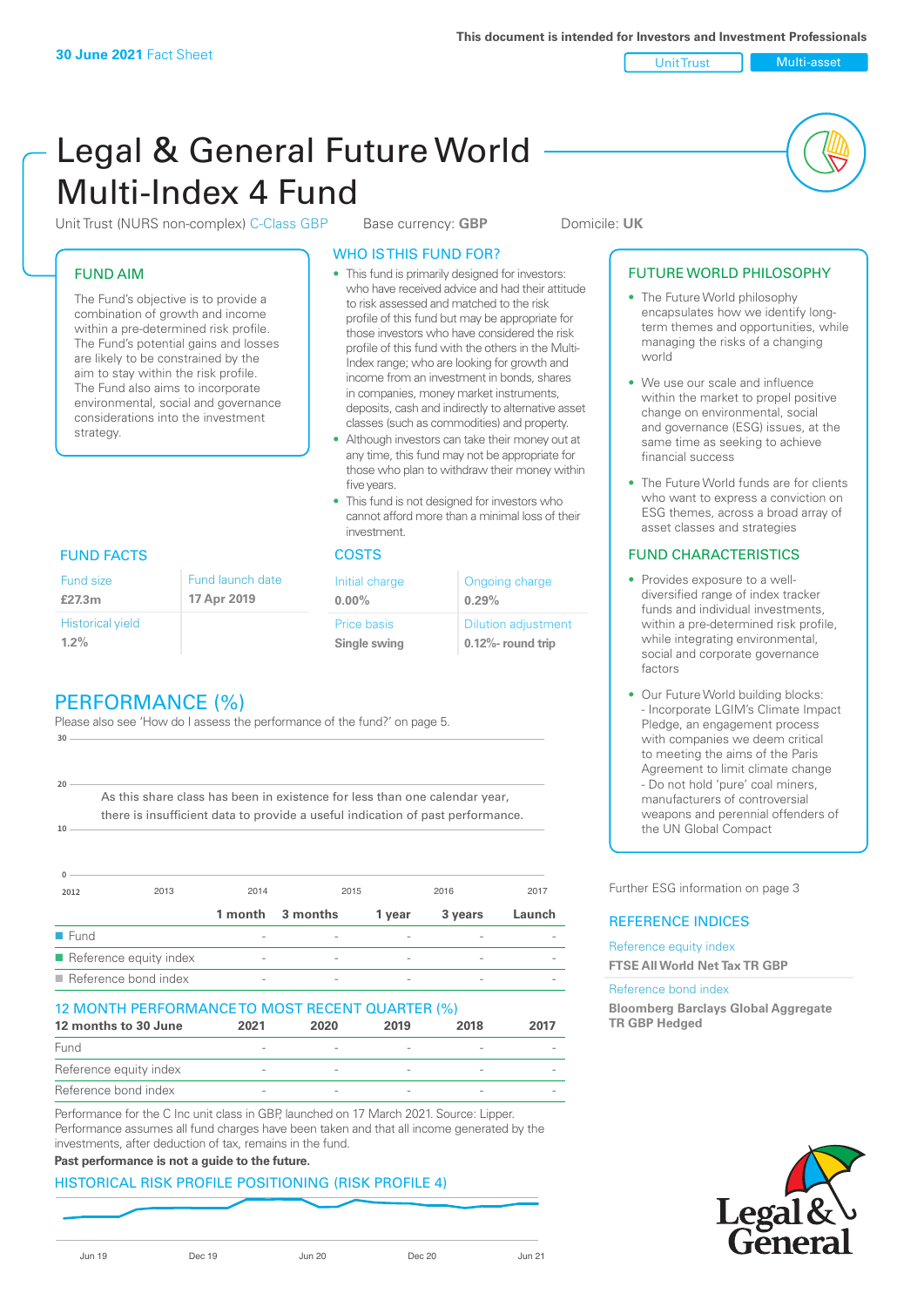**30 June 2021** Fact Sheet

**This document is intended for Investors and Investment Professionals**

Unit Trust | Multi-asset

# Legal & General Future World Multi-Index 4 Fund

Unit Trust (NURS non-complex) C-Class GBP    Base currency: **GBP**    Domicile: **UK**

## FUND AIM

The Fund's objective is to provide a combination of growth and income within a pre-determined risk profile. The Fund's potential gains and losses are likely to be constrained by the aim to stay within the risk profile. The Fund also aims to incorporate environmental, social and governance considerations into the investment strategy.

## WHO IS THIS FUND FOR?

- This fund is primarily designed for investors: who have received advice and had their attitude to risk assessed and matched to the risk profile of this fund but may be appropriate for those investors who have considered the risk profile of this fund with the others in the Multi-Index range; who are looking for growth and income from an investment in bonds, shares in companies, money market instruments, deposits, cash and indirectly to alternative asset classes (such as commodities) and property.
- Although investors can take their money out at any time, this fund may not be appropriate for those who plan to withdraw their money within five years.
- This fund is not designed for investors who cannot afford more than a minimal loss of their investment.

## FUTURE WORLD PHILOSOPHY

- The Future World philosophy encapsulates how we identify long-term themes and opportunities, while managing the risks of a changing world
- We use our scale and influence within the market to propel positive change on environmental, social and governance (ESG) issues, at the same time as seeking to achieve financial success
- The Future World funds are for clients who want to express a conviction on ESG themes, across a broad array of asset classes and strategies

## FUND FACTS

| Fund size | Fund launch date |
|---|---|
| **£27.3m** | **17 Apr 2019** |
| Historical yield | |
| **1.2%** | |

## COSTS

| Initial charge | Ongoing charge |
|---|---|
| **0.00%** | **0.29%** |
| Price basis | Dilution adjustment |
| **Single swing** | **0.12%- round trip** |

## FUND CHARACTERISTICS

- Provides exposure to a well-diversified range of index tracker funds and individual investments, within a pre-determined risk profile, while integrating environmental, social and corporate governance factors
- Our Future World building blocks:
  - Incorporate LGIM's Climate Impact Pledge, an engagement process with companies we deem critical to meeting the aims of the Paris Agreement to limit climate change
  - Do not hold 'pure' coal miners, manufacturers of controversial weapons and perennial offenders of the UN Global Compact

## PERFORMANCE (%)

Please also see 'How do I assess the performance of the fund?' on page 5.

As this share class has been in existence for less than one calendar year, there is insufficient data to provide a useful indication of past performance.

| | 1 month | 3 months | 1 year | 3 years | Launch |
|---|---|---|---|---|---|
| Fund | - | - | - | - | - |
| Reference equity index | - | - | - | - | - |
| Reference bond index | - | - | - | - | - |

## 12 MONTH PERFORMANCE TO MOST RECENT QUARTER (%)

| 12 months to 30 June | 2021 | 2020 | 2019 | 2018 | 2017 |
|---|---|---|---|---|---|
| Fund | - | - | - | - | - |
| Reference equity index | - | - | - | - | - |
| Reference bond index | - | - | - | - | - |

Performance for the C Inc unit class in GBP, launched on 17 March 2021. Source: Lipper. Performance assumes all fund charges have been taken and that all income generated by the investments, after deduction of tax, remains in the fund.

**Past performance is not a guide to the future.**

## HISTORICAL RISK PROFILE POSITIONING (RISK PROFILE 4)

Further ESG information on page 3

## REFERENCE INDICES

Reference equity index
**FTSE All World Net Tax TR GBP**

Reference bond index
**Bloomberg Barclays Global Aggregate TR GBP Hedged**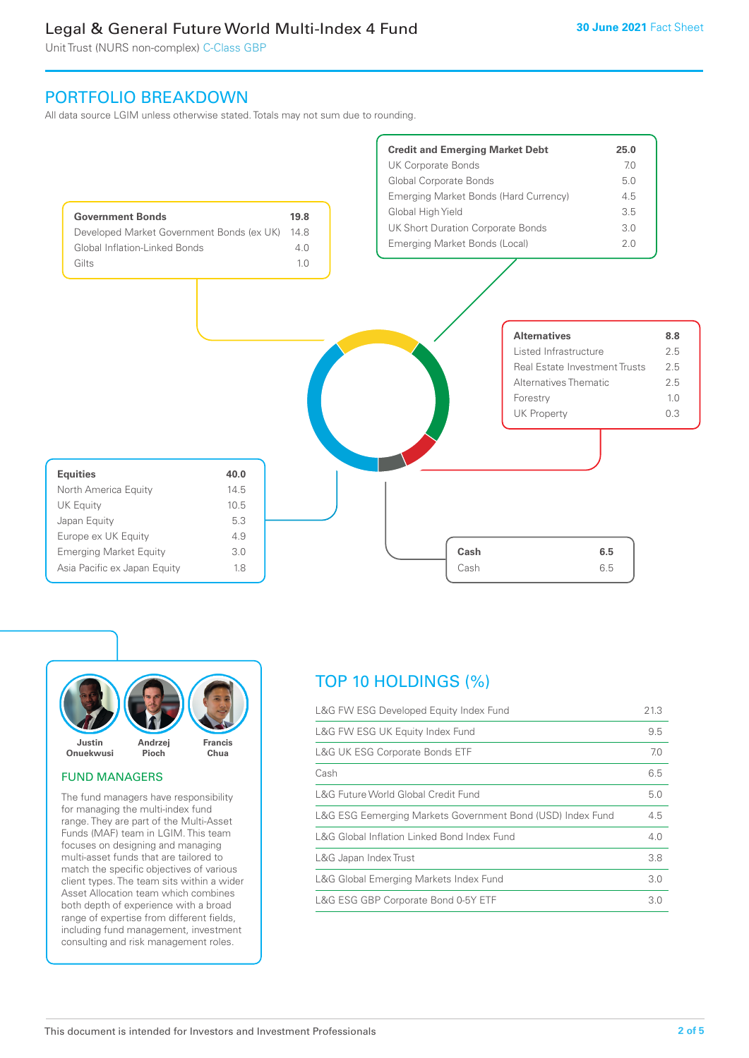# Legal & General Future World Multi-Index 4 Fund

Unit Trust (NURS non-complex) C-Class GBP

## PORTFOLIO BREAKDOWN

All data source LGIM unless otherwise stated. Totals may not sum due to rounding.

| Government Bonds | 19.8 |
|---|---|
| Developed Market Government Bonds (ex UK) | 14.8 |
| Global Inflation-Linked Bonds | 4.0 |
| Gilts | 1.0 |

| Credit and Emerging Market Debt | 25.0 |
|---|---|
| UK Corporate Bonds | 7.0 |
| Global Corporate Bonds | 5.0 |
| Emerging Market Bonds (Hard Currency) | 4.5 |
| Global High Yield | 3.5 |
| UK Short Duration Corporate Bonds | 3.0 |
| Emerging Market Bonds (Local) | 2.0 |

| Alternatives | 8.8 |
|---|---|
| Listed Infrastructure | 2.5 |
| Real Estate Investment Trusts | 2.5 |
| Alternatives Thematic | 2.5 |
| Forestry | 1.0 |
| UK Property | 0.3 |

| Equities | 40.0 |
|---|---|
| North America Equity | 14.5 |
| UK Equity | 10.5 |
| Japan Equity | 5.3 |
| Europe ex UK Equity | 4.9 |
| Emerging Market Equity | 3.0 |
| Asia Pacific ex Japan Equity | 1.8 |

| Cash | 6.5 |
|---|---|
| Cash | 6.5 |

Justin Onuekwusi, Andrzej Pioch, Francis Chua

### FUND MANAGERS

The fund managers have responsibility for managing the multi-index fund range. They are part of the Multi-Asset Funds (MAF) team in LGIM. This team focuses on designing and managing multi-asset funds that are tailored to match the specific objectives of various client types. The team sits within a wider Asset Allocation team which combines both depth of experience with a broad range of expertise from different fields, including fund management, investment consulting and risk management roles.

## TOP 10 HOLDINGS (%)

| Holding | % |
|---|---|
| L&G FW ESG Developed Equity Index Fund | 21.3 |
| L&G FW ESG UK Equity Index Fund | 9.5 |
| L&G UK ESG Corporate Bonds ETF | 7.0 |
| Cash | 6.5 |
| L&G Future World Global Credit Fund | 5.0 |
| L&G ESG Eemerging Markets Government Bond (USD) Index Fund | 4.5 |
| L&G Global Inflation Linked Bond Index Fund | 4.0 |
| L&G Japan Index Trust | 3.8 |
| L&G Global Emerging Markets Index Fund | 3.0 |
| L&G ESG GBP Corporate Bond 0-5Y ETF | 3.0 |

This document is intended for Investors and Investment Professionals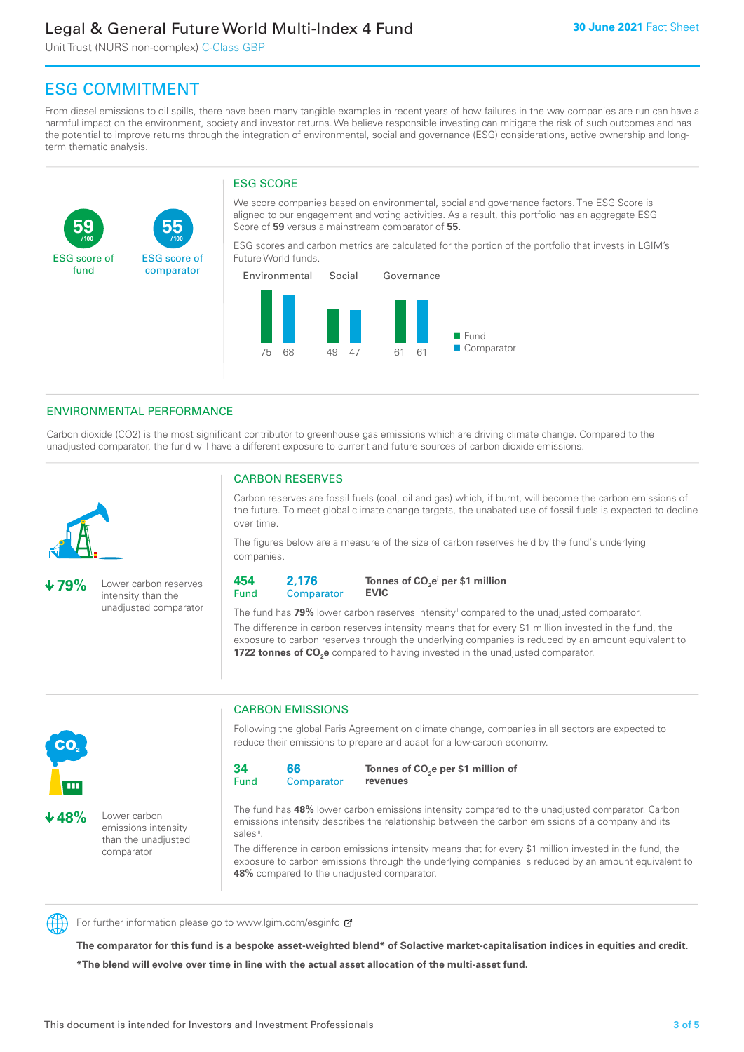# ESG COMMITMENT

From diesel emissions to oil spills, there have been many tangible examples in recent years of how failures in the way companies are run can have a harmful impact on the environment, society and investor returns. We believe responsible investing can mitigate the risk of such outcomes and has the potential to improve returns through the integration of environmental, social and governance (ESG) considerations, active ownership and long-term thematic analysis.

**59** /100 ESG score of fund

**55** /100 ESG score of comparator

## ESG SCORE

We score companies based on environmental, social and governance factors. The ESG Score is aligned to our engagement and voting activities. As a result, this portfolio has an aggregate ESG Score of **59** versus a mainstream comparator of **55**.

ESG scores and carbon metrics are calculated for the portion of the portfolio that invests in LGIM's Future World funds.

| | Fund | Comparator |
|---|---|---|
| Environmental | 75 | 68 |
| Social | 49 | 47 |
| Governance | 61 | 61 |

## ENVIRONMENTAL PERFORMANCE

Carbon dioxide (CO2) is the most significant contributor to greenhouse gas emissions which are driving climate change. Compared to the unadjusted comparator, the fund will have a different exposure to current and future sources of carbon dioxide emissions.

**79%** Lower carbon reserves intensity than the unadjusted comparator

### CARBON RESERVES

Carbon reserves are fossil fuels (coal, oil and gas) which, if burnt, will become the carbon emissions of the future. To meet global climate change targets, the unabated use of fossil fuels is expected to decline over time.

The figures below are a measure of the size of carbon reserves held by the fund's underlying companies.

| 454 | 2,176 | **Tonnes of $CO_2e$[i] per $1 million EVIC** |
|---|---|---|
| Fund | Comparator | |

The fund has **79%** lower carbon reserves intensity[ii] compared to the unadjusted comparator.

The difference in carbon reserves intensity means that for every $1 million invested in the fund, the exposure to carbon reserves through the underlying companies is reduced by an amount equivalent to **1722 tonnes of $CO_2e$** compared to having invested in the unadjusted comparator.

**48%** Lower carbon emissions intensity than the unadjusted comparator

### CARBON EMISSIONS

Following the global Paris Agreement on climate change, companies in all sectors are expected to reduce their emissions to prepare and adapt for a low-carbon economy.

| 34 | 66 | **Tonnes of $CO_2e$ per $1 million of revenues** |
|---|---|---|
| Fund | Comparator | |

The fund has **48%** lower carbon emissions intensity compared to the unadjusted comparator. Carbon emissions intensity describes the relationship between the carbon emissions of a company and its sales[iii].

The difference in carbon emissions intensity means that for every $1 million invested in the fund, the exposure to carbon emissions through the underlying companies is reduced by an amount equivalent to **48%** compared to the unadjusted comparator.

For further information please go to www.lgim.com/esginfo

**The comparator for this fund is a bespoke asset-weighted blend* of Solactive market-capitalisation indices in equities and credit.**

**\*The blend will evolve over time in line with the actual asset allocation of the multi-asset fund.**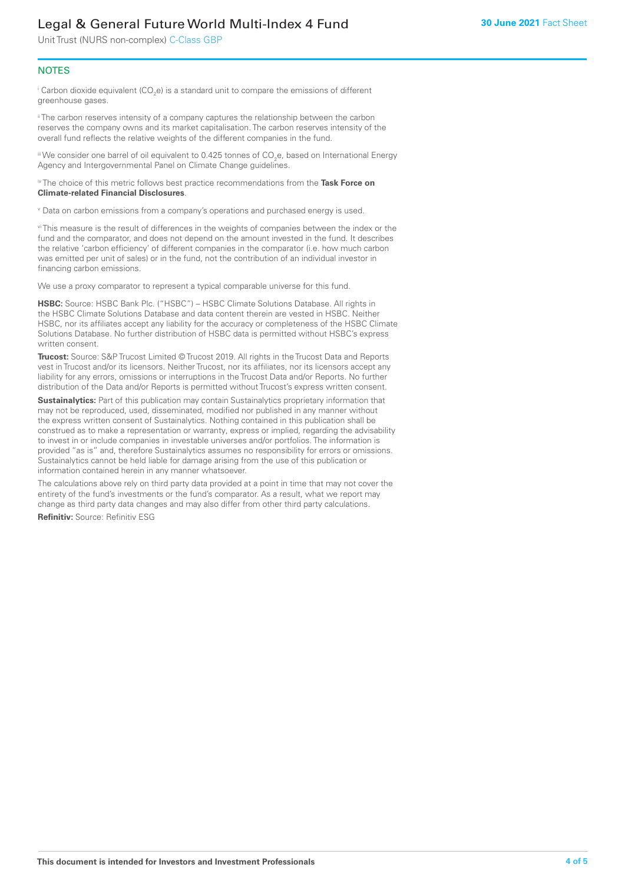## NOTES

[i] Carbon dioxide equivalent ($CO_2e$) is a standard unit to compare the emissions of different greenhouse gases.

[ii] The carbon reserves intensity of a company captures the relationship between the carbon reserves the company owns and its market capitalisation. The carbon reserves intensity of the overall fund reflects the relative weights of the different companies in the fund.

[iii] We consider one barrel of oil equivalent to 0.425 tonnes of $CO_2e$, based on International Energy Agency and Intergovernmental Panel on Climate Change guidelines.

[iv] The choice of this metric follows best practice recommendations from the **Task Force on Climate-related Financial Disclosures**.

[v] Data on carbon emissions from a company's operations and purchased energy is used.

[vi] This measure is the result of differences in the weights of companies between the index or the fund and the comparator, and does not depend on the amount invested in the fund. It describes the relative 'carbon efficiency' of different companies in the comparator (i.e. how much carbon was emitted per unit of sales) or in the fund, not the contribution of an individual investor in financing carbon emissions.

We use a proxy comparator to represent a typical comparable universe for this fund.

**HSBC:** Source: HSBC Bank Plc. ("HSBC") – HSBC Climate Solutions Database. All rights in the HSBC Climate Solutions Database and data content therein are vested in HSBC. Neither HSBC, nor its affiliates accept any liability for the accuracy or completeness of the HSBC Climate Solutions Database. No further distribution of HSBC data is permitted without HSBC's express written consent.

**Trucost:** Source: S&P Trucost Limited © Trucost 2019. All rights in the Trucost Data and Reports vest in Trucost and/or its licensors. Neither Trucost, nor its affiliates, nor its licensors accept any liability for any errors, omissions or interruptions in the Trucost Data and/or Reports. No further distribution of the Data and/or Reports is permitted without Trucost's express written consent.

**Sustainalytics:** Part of this publication may contain Sustainalytics proprietary information that may not be reproduced, used, disseminated, modified nor published in any manner without the express written consent of Sustainalytics. Nothing contained in this publication shall be construed as to make a representation or warranty, express or implied, regarding the advisability to invest in or include companies in investable universes and/or portfolios. The information is provided "as is" and, therefore Sustainalytics assumes no responsibility for errors or omissions. Sustainalytics cannot be held liable for damage arising from the use of this publication or information contained herein in any manner whatsoever.

The calculations above rely on third party data provided at a point in time that may not cover the entirety of the fund's investments or the fund's comparator. As a result, what we report may change as third party data changes and may also differ from other third party calculations.

**Refinitiv:** Source: Refinitiv ESG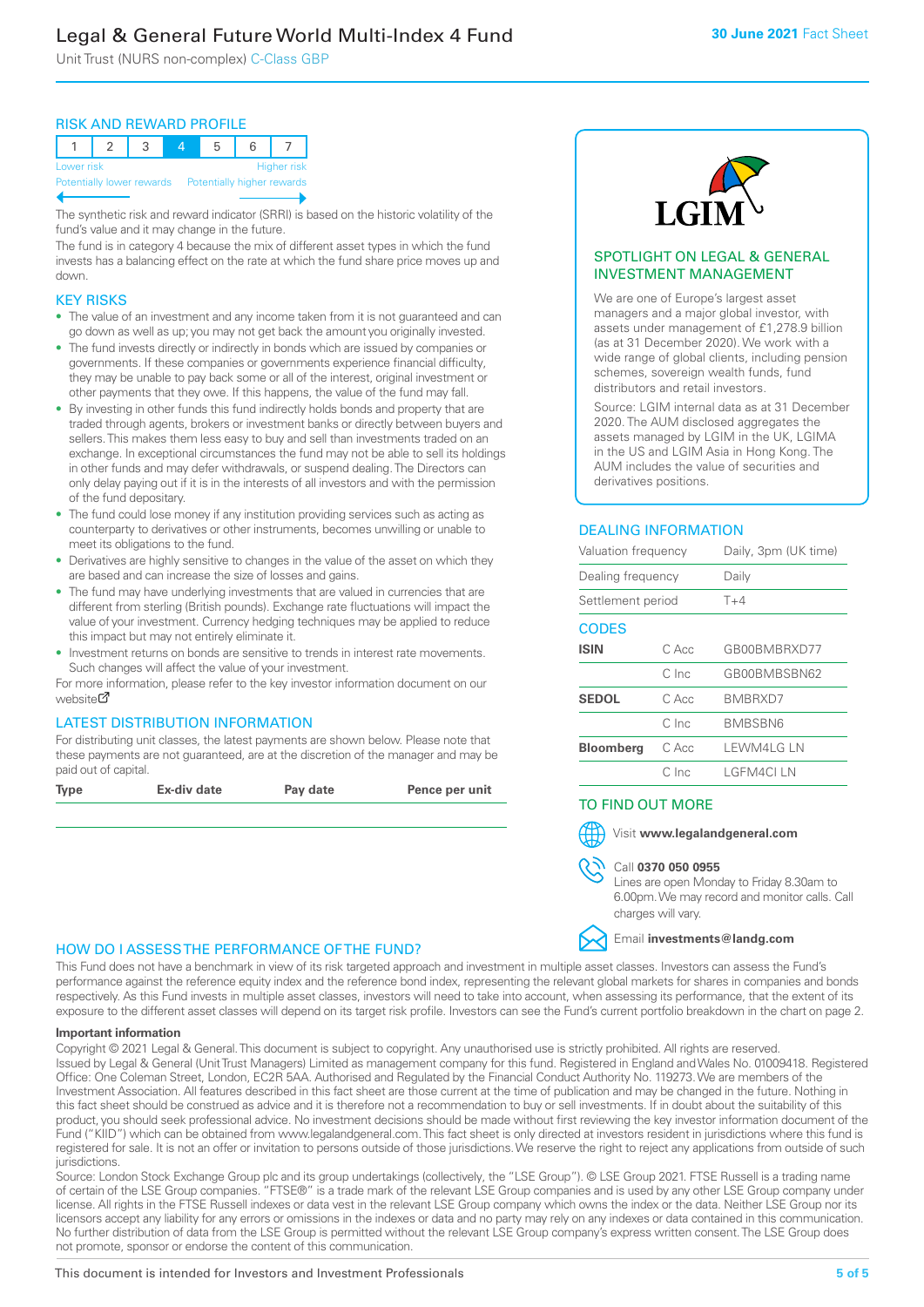# Legal & General Future World Multi-Index 4 Fund

Unit Trust (NURS non-complex) C-Class GBP

30 June 2021 Fact Sheet

## RISK AND REWARD PROFILE

| 1 | 2 | 3 | 4 | 5 | 6 | 7 |
|---|---|---|---|---|---|---|

Lower risk — Higher risk

Potentially lower rewards — Potentially higher rewards

The synthetic risk and reward indicator (SRRI) is based on the historic volatility of the fund's value and it may change in the future.

The fund is in category 4 because the mix of different asset types in which the fund invests has a balancing effect on the rate at which the fund share price moves up and down.

## KEY RISKS

- The value of an investment and any income taken from it is not guaranteed and can go down as well as up; you may not get back the amount you originally invested.
- The fund invests directly or indirectly in bonds which are issued by companies or governments. If these companies or governments experience financial difficulty, they may be unable to pay back some or all of the interest, original investment or other payments that they owe. If this happens, the value of the fund may fall.
- By investing in other funds this fund indirectly holds bonds and property that are traded through agents, brokers or investment banks or directly between buyers and sellers. This makes them less easy to buy and sell than investments traded on an exchange. In exceptional circumstances the fund may not be able to sell its holdings in other funds and may defer withdrawals, or suspend dealing. The Directors can only delay paying out if it is in the interests of all investors and with the permission of the fund depositary.
- The fund could lose money if any institution providing services such as acting as counterparty to derivatives or other instruments, becomes unwilling or unable to meet its obligations to the fund.
- Derivatives are highly sensitive to changes in the value of the asset on which they are based and can increase the size of losses and gains.
- The fund may have underlying investments that are valued in currencies that are different from sterling (British pounds). Exchange rate fluctuations will impact the value of your investment. Currency hedging techniques may be applied to reduce this impact but may not entirely eliminate it.
- Investment returns on bonds are sensitive to trends in interest rate movements. Such changes will affect the value of your investment.

For more information, please refer to the key investor information document on our website

## LATEST DISTRIBUTION INFORMATION

For distributing unit classes, the latest payments are shown below. Please note that these payments are not guaranteed, are at the discretion of the manager and may be paid out of capital.

| Type | Ex-div date | Pay date | Pence per unit |
|---|---|---|---|

## SPOTLIGHT ON LEGAL & GENERAL INVESTMENT MANAGEMENT

We are one of Europe's largest asset managers and a major global investor, with assets under management of £1,278.9 billion (as at 31 December 2020). We work with a wide range of global clients, including pension schemes, sovereign wealth funds, fund distributors and retail investors.

Source: LGIM internal data as at 31 December 2020. The AUM disclosed aggregates the assets managed by LGIM in the UK, LGIMA in the US and LGIM Asia in Hong Kong. The AUM includes the value of securities and derivatives positions.

## DEALING INFORMATION

| | |
|---|---|
| Valuation frequency | Daily, 3pm (UK time) |
| Dealing frequency | Daily |
| Settlement period | T+4 |

## CODES

| | | |
|---|---|---|
| **ISIN** | C Acc | GB00BMBRXD77 |
| | C Inc | GB00BMBSBN62 |
| **SEDOL** | C Acc | BMBRXD7 |
| | C Inc | BMBSBN6 |
| **Bloomberg** | C Acc | LEWM4LG LN |
| | C Inc | LGFM4CI LN |

## TO FIND OUT MORE

Visit **www.legalandgeneral.com**

Call **0370 050 0955**
Lines are open Monday to Friday 8.30am to 6.00pm. We may record and monitor calls. Call charges will vary.

Email **investments@landg.com**

## HOW DO I ASSESS THE PERFORMANCE OF THE FUND?

This Fund does not have a benchmark in view of its risk targeted approach and investment in multiple asset classes. Investors can assess the Fund's performance against the reference equity index and the reference bond index, representing the relevant global markets for shares in companies and bonds respectively. As this Fund invests in multiple asset classes, investors will need to take into account, when assessing its performance, that the extent of its exposure to the different asset classes will depend on its target risk profile. Investors can see the Fund's current portfolio breakdown in the chart on page 2.

### Important information

Copyright © 2021 Legal & General. This document is subject to copyright. Any unauthorised use is strictly prohibited. All rights are reserved.

Issued by Legal & General (Unit Trust Managers) Limited as management company for this fund. Registered in England and Wales No. 01009418. Registered Office: One Coleman Street, London, EC2R 5AA. Authorised and Regulated by the Financial Conduct Authority No. 119273. We are members of the Investment Association. All features described in this fact sheet are those current at the time of publication and may be changed in the future. Nothing in this fact sheet should be construed as advice and it is therefore not a recommendation to buy or sell investments. If in doubt about the suitability of this product, you should seek professional advice. No investment decisions should be made without first reviewing the key investor information document of the Fund ("KIID") which can be obtained from www.legalandgeneral.com. This fact sheet is only directed at investors resident in jurisdictions where this fund is registered for sale. It is not an offer or invitation to persons outside of those jurisdictions. We reserve the right to reject any applications from outside of such jurisdictions.

Source: London Stock Exchange Group plc and its group undertakings (collectively, the "LSE Group"). © LSE Group 2021. FTSE Russell is a trading name of certain of the LSE Group companies. "FTSE®" is a trade mark of the relevant LSE Group companies and is used by any other LSE Group company under license. All rights in the FTSE Russell indexes or data vest in the relevant LSE Group company which owns the index or the data. Neither LSE Group nor its licensors accept any liability for any errors or omissions in the indexes or data and no party may rely on any indexes or data contained in this communication. No further distribution of data from the LSE Group is permitted without the relevant LSE Group company's express written consent. The LSE Group does not promote, sponsor or endorse the content of this communication.

This document is intended for Investors and Investment Professionals